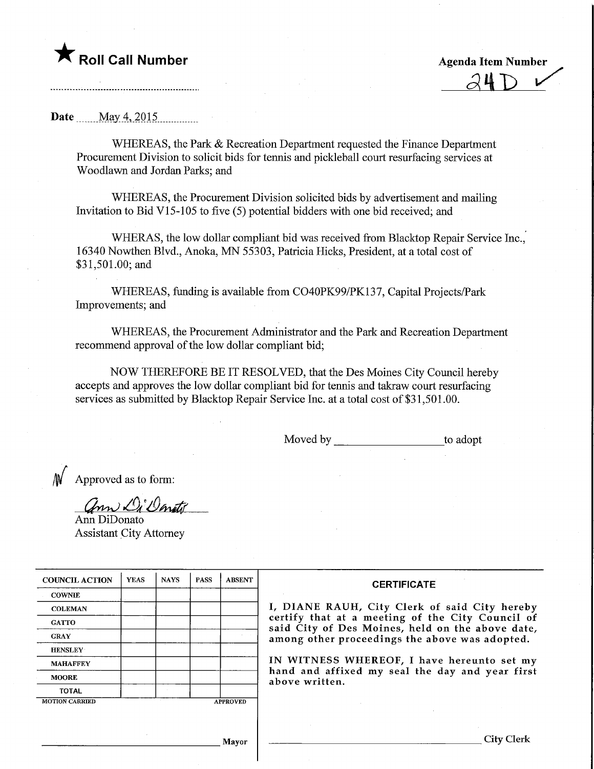★ **Roll Call Number**

**Agenda Item Number**

24D ✓

**Date** May 4, 2015

WHEREAS, the Park & Recreation Department requested the Finance Department Procurement Division to solicit bids for tennis and pickleball court resurfacing services at Woodlawn and Jordan Parks; and

WHEREAS, the Procurement Division solicited bids by advertisement and mailing Invitation to Bid V15-105 to five (5) potential bidders with one bid received; and

WHERAS, the low dollar compliant bid was received from Blacktop Repair Service Inc., 16340 Nowthen Blvd., Anoka, MN 55303, Patricia Hicks, President, at a total cost of $31,501.00; and

WHEREAS, funding is available from CO40PK99/PK137, Capital Projects/Park Improvements; and

WHEREAS, the Procurement Administrator and the Park and Recreation Department recommend approval of the low dollar compliant bid;

NOW THEREFORE BE IT RESOLVED, that the Des Moines City Council hereby accepts and approves the low dollar compliant bid for tennis and takraw court resurfacing services as submitted by Blacktop Repair Service Inc. at a total cost of $31,501.00.

Moved by ______________ to adopt

Approved as to form:

Ann DiDonato
Ann DiDonato
Assistant City Attorney

| COUNCIL ACTION | YEAS | NAYS | PASS | ABSENT |
|---|---|---|---|---|
| COWNIE | | | | |
| COLEMAN | | | | |
| GATTO | | | | |
| GRAY | | | | |
| HENSLEY | | | | |
| MAHAFFEY | | | | |
| MOORE | | | | |
| TOTAL | | | | |

MOTION CARRIED APPROVED

______________________ Mayor

**CERTIFICATE**

I, DIANE RAUH, City Clerk of said City hereby certify that at a meeting of the City Council of said City of Des Moines, held on the above date, among other proceedings the above was adopted.

IN WITNESS WHEREOF, I have hereunto set my hand and affixed my seal the day and year first above written.

______________________ City Clerk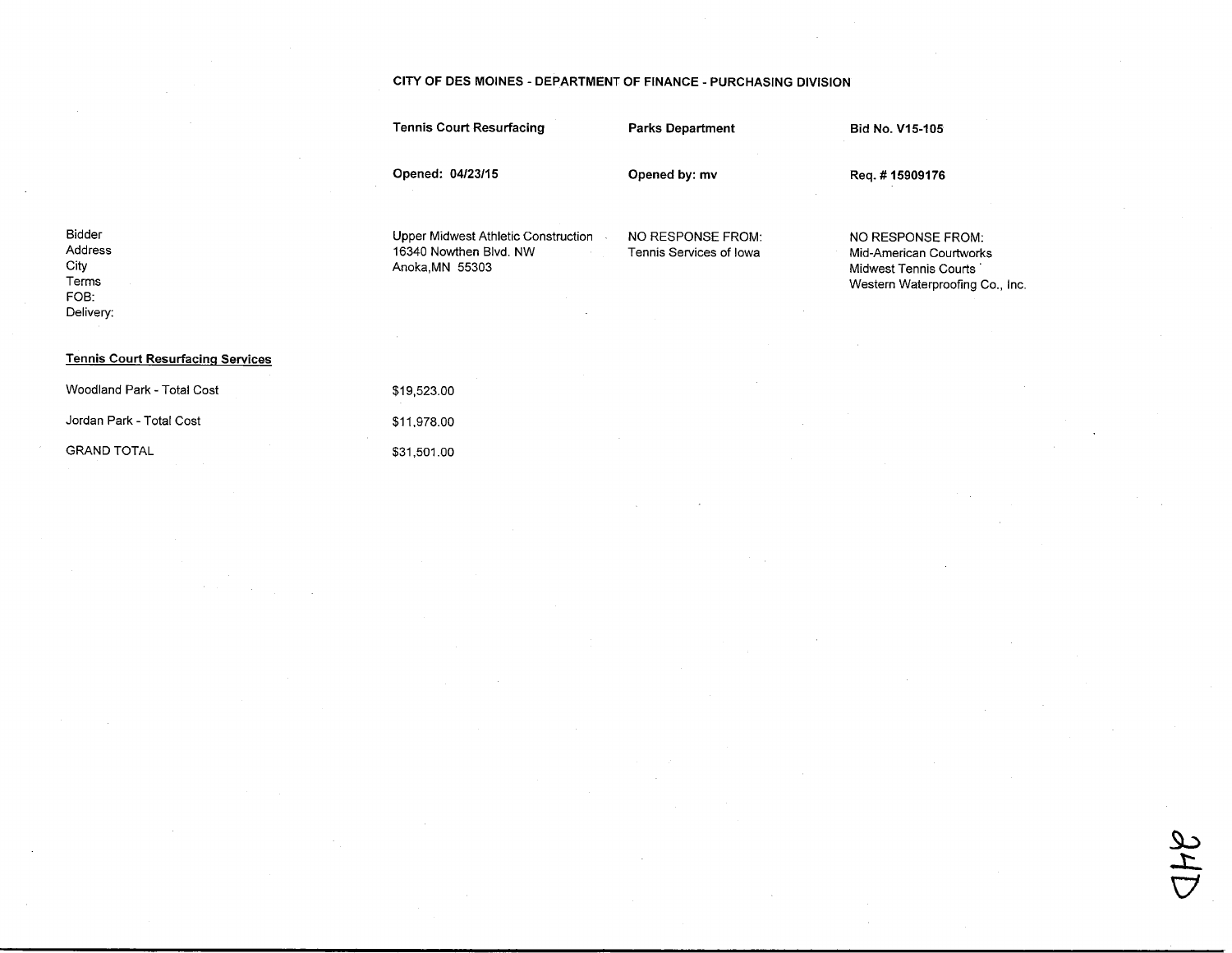## CITY OF DES MOINES - DEPARTMENT OF FINANCE - PURCHASING DIVISION

| | | | |
|---|---|---|---|
| | **Tennis Court Resurfacing** | **Parks Department** | **Bid No. V15-105** |
| | **Opened: 04/23/15** | **Opened by: mv** | **Req. # 15909176** |
| Bidder<br>Address<br>City<br>Terms<br>FOB:<br>Delivery: | Upper Midwest Athletic Construction<br>16340 Nowthen Blvd. NW<br>Anoka,MN 55303 | NO RESPONSE FROM:<br>Tennis Services of Iowa | NO RESPONSE FROM:<br>Mid-American Courtworks<br>Midwest Tennis Courts<br>Western Waterproofing Co., Inc. |
| **Tennis Court Resurfacing Services** | | | |
| Woodland Park - Total Cost | $19,523.00 | | |
| Jordan Park - Total Cost | $11,978.00 | | |
| GRAND TOTAL | $31,501.00 | | |

34D